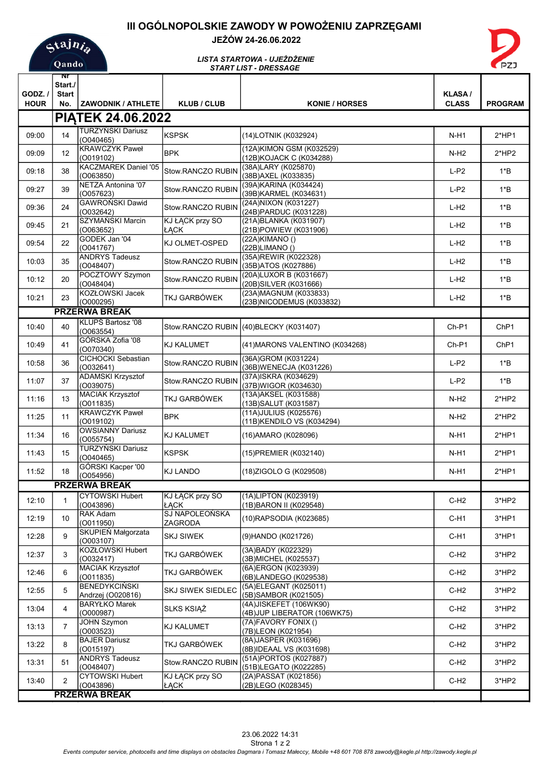# III OGÓLNOPOLSKIE ZAWODY W POWOŻENIU ZAPRZĘGAMI

**JEŻÓW 24-26.06.2022**

*LISTA STARTOWA - UJEŻDŻENIE*
*START LIST - DRESSAGE*

| GODZ. / HOUR | Nr Start./ Start No. | ZAWODNIK / ATHLETE | KLUB / CLUB | KONIE / HORSES | KLASA / CLASS | PROGRAM |
|---|---|---|---|---|---|---|
| **PIĄTEK 24.06.2022** | | | | | | |
| 09:00 | 14 | TURZYŃSKI Dariusz (O040465) | KSPSK | (14)LOTNIK (K032924) | N-H1 | 2*HP1 |
| 09:09 | 12 | KRAWCZYK Paweł (O019102) | BPK | (12A)KIMON GSM (K032529) (12B)KOJACK C (K034288) | N-H2 | 2*HP2 |
| 09:18 | 38 | KACZMAREK Daniel '05 (O063850) | Stow.RANCZO RUBIN | (38A)LARY (K025870) (38B)AXEL (K033835) | L-P2 | 1*B |
| 09:27 | 39 | NETZA Antonina '07 (O057623) | Stow.RANCZO RUBIN | (39A)KARINA (K034424) (39B)KARMEL (K034631) | L-P2 | 1*B |
| 09:36 | 24 | GAWROŃSKI Dawid (O032642) | Stow.RANCZO RUBIN | (24A)NIXON (K031227) (24B)PARDUC (K031228) | L-H2 | 1*B |
| 09:45 | 21 | SZYMAŃSKI Marcin (O063652) | KJ ŁĄCK przy SO ŁĄCK | (21A)BLANKA (K031907) (21B)POWIEW (K031906) | L-H2 | 1*B |
| 09:54 | 22 | GODEK Jan '04 (O041767) | KJ OLMET-OSPED | (22A)KIMANO () (22B)LIMANO () | L-H2 | 1*B |
| 10:03 | 35 | ANDRYS Tadeusz (O048407) | Stow.RANCZO RUBIN | (35A)REWIR (K022328) (35B)ATOS (K027886) | L-H2 | 1*B |
| 10:12 | 20 | POCZTOWY Szymon (O048404) | Stow.RANCZO RUBIN | (20A)LUXOR B (K031667) (20B)SILVER (K031666) | L-H2 | 1*B |
| 10:21 | 23 | KOZŁOWSKI Jacek (O000295) | TKJ GARBÓWEK | (23A)MAGNUM (K033833) (23B)NICODEMUS (K033832) | L-H2 | 1*B |
| **PRZERWA BREAK** | | | | | | |
| 10:40 | 40 | KLUPŚ Bartosz '08 (O063554) | Stow.RANCZO RUBIN | (40)BLECKY (K031407) | Ch-P1 | ChP1 |
| 10:49 | 41 | GÓRSKA Zofia '08 (O070340) | KJ KALUMET | (41)MARONS VALENTINO (K034268) | Ch-P1 | ChP1 |
| 10:58 | 36 | CICHOCKI Sebastian (O032641) | Stow.RANCZO RUBIN | (36A)GROM (K031224) (36B)WENECJA (K031226) | L-P2 | 1*B |
| 11:07 | 37 | ADAMSKI Krzysztof (O039075) | Stow.RANCZO RUBIN | (37A)ISKRA (K034629) (37B)WIGOR (K034630) | L-P2 | 1*B |
| 11:16 | 13 | MACIAK Krzysztof (O011835) | TKJ GARBÓWEK | (13A)AKSEL (K031588) (13B)SALUT (K031587) | N-H2 | 2*HP2 |
| 11:25 | 11 | KRAWCZYK Paweł (O019102) | BPK | (11A)JULIUS (K025576) (11B)KENDILO VS (K034294) | N-H2 | 2*HP2 |
| 11:34 | 16 | OWSIANNY Dariusz (O055754) | KJ KALUMET | (16)AMARO (K028096) | N-H1 | 2*HP1 |
| 11:43 | 15 | TURZYŃSKI Dariusz (O040465) | KSPSK | (15)PREMIER (K032140) | N-H1 | 2*HP1 |
| 11:52 | 18 | GÓRSKI Kacper '00 (O054956) | KJ LANDO | (18)ZIGOLO G (K029508) | N-H1 | 2*HP1 |
| **PRZERWA BREAK** | | | | | | |
| 12:10 | 1 | CYTOWSKI Hubert (O043896) | KJ ŁĄCK przy SO ŁĄCK | (1A)LIPTON (K023919) (1B)BARON II (K029548) | C-H2 | 3*HP2 |
| 12:19 | 10 | RAK Adam (O011950) | SJ NAPOLEOŃSKA ZAGRODA | (10)RAPSODIA (K023685) | C-H1 | 3*HP1 |
| 12:28 | 9 | SKUPIEŃ Małgorzata (O003107) | SKJ SIWEK | (9)HANDO (K021726) | C-H1 | 3*HP1 |
| 12:37 | 3 | KOZŁOWSKI Hubert (O032417) | TKJ GARBÓWEK | (3A)BADY (K022329) (3B)MICHEL (K025537) | C-H2 | 3*HP2 |
| 12:46 | 6 | MACIAK Krzysztof (O011835) | TKJ GARBÓWEK | (6A)ERGON (K023939) (6B)LANDEGO (K029538) | C-H2 | 3*HP2 |
| 12:55 | 5 | BENEDYKCIŃSKI Andrzej (O020816) | SKJ SIWEK SIEDLEC | (5A)ELEGANT (K025011) (5B)SAMBOR (K021505) | C-H2 | 3*HP2 |
| 13:04 | 4 | BARYŁKO Marek (O000987) | SLKS KSIĄŻ | (4A)JISKEFET (106WK90) (4B)JUP LIBERATOR (106WK75) | C-H2 | 3*HP2 |
| 13:13 | 7 | JOHN Szymon (O003523) | KJ KALUMET | (7A)FAVORY FONIX () (7B)LEON (K021954) | C-H2 | 3*HP2 |
| 13:22 | 8 | BAJER Dariusz (O015197) | TKJ GARBÓWEK | (8A)JASPER (K031696) (8B)IDEAAL VS (K031698) | C-H2 | 3*HP2 |
| 13:31 | 51 | ANDRYS Tadeusz (O048407) | Stow.RANCZO RUBIN | (51A)PORTOS (K027887) (51B)LEGATO (K022285) | C-H2 | 3*HP2 |
| 13:40 | 2 | CYTOWSKI Hubert (O043896) | KJ ŁĄCK przy SO ŁĄCK | (2A)PASSAT (K021856) (2B)LEGO (K028345) | C-H2 | 3*HP2 |
| **PRZERWA BREAK** | | | | | | |

23.06.2022 14:31

*Events computer service, photocells and time displays on obstacles Dagmara i Tomasz Małeccy, Mobile +48 601 708 878 zawody@kegle.pl http://zawody.kegle.pl*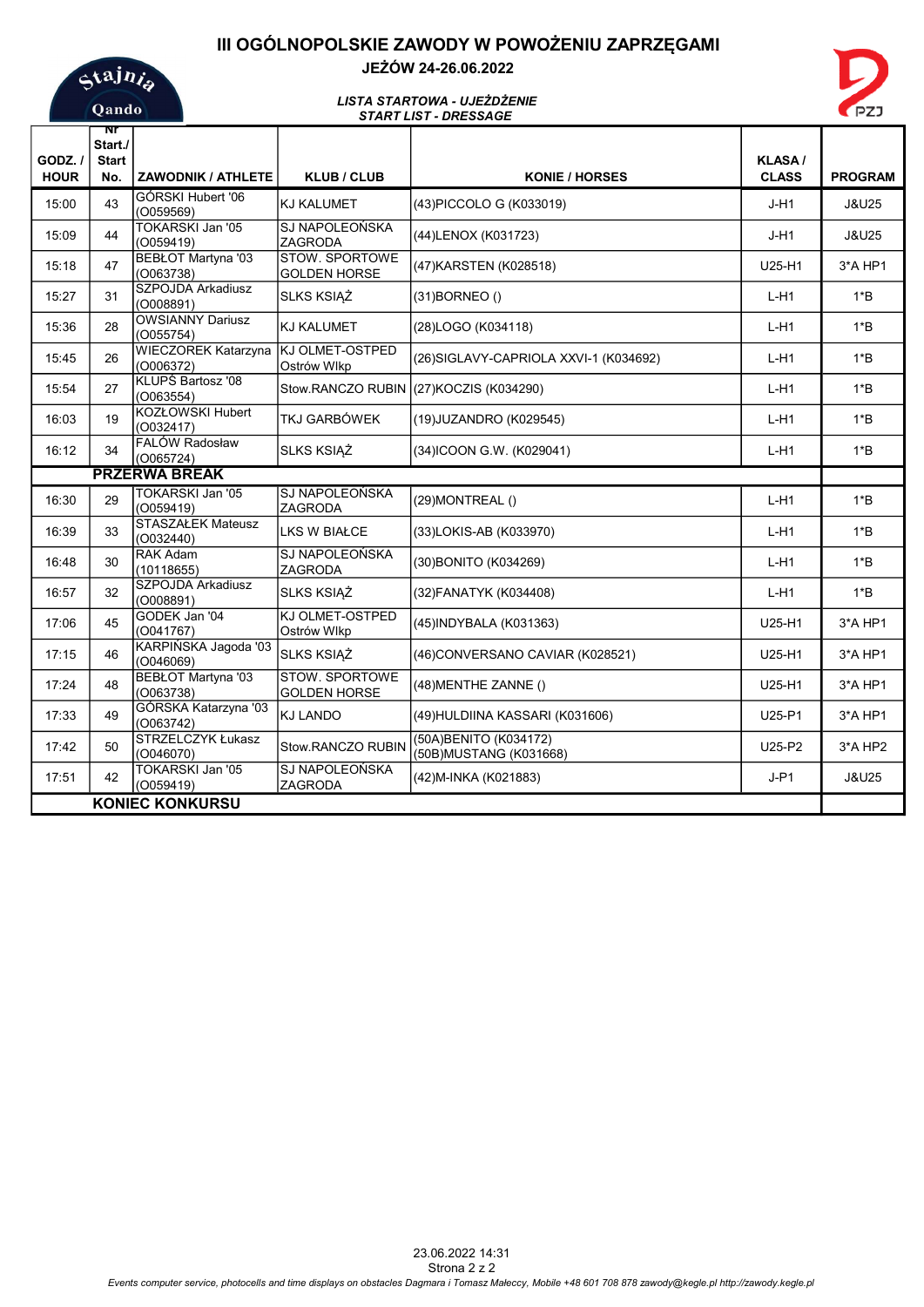# III OGÓLNOPOLSKIE ZAWODY W POWOŻENIU ZAPRZĘGAMI

**JEŻÓW 24-26.06.2022**

*LISTA STARTOWA - UJEŻDŻENIE*
*START LIST - DRESSAGE*

| GODZ. / HOUR | Nr Start./ Start No. | ZAWODNIK / ATHLETE | KLUB / CLUB | KONIE / HORSES | KLASA / CLASS | PROGRAM |
|---|---|---|---|---|---|---|
| 15:00 | 43 | GÓRSKI Hubert '06 (O059569) | KJ KALUMET | (43)PICCOLO G (K033019) | J-H1 | J&U25 |
| 15:09 | 44 | TOKARSKI Jan '05 (O059419) | SJ NAPOLEOŃSKA ZAGRODA | (44)LENOX (K031723) | J-H1 | J&U25 |
| 15:18 | 47 | BEBŁOT Martyna '03 (O063738) | STOW. SPORTOWE GOLDEN HORSE | (47)KARSTEN (K028518) | U25-H1 | 3*A HP1 |
| 15:27 | 31 | SZPOJDA Arkadiusz (O008891) | SLKS KSIĄŻ | (31)BORNEO () | L-H1 | 1*B |
| 15:36 | 28 | OWSIANNY Dariusz (O055754) | KJ KALUMET | (28)LOGO (K034118) | L-H1 | 1*B |
| 15:45 | 26 | WIECZOREK Katarzyna (O006372) | KJ OLMET-OSTPED Ostrów Wlkp | (26)SIGLAVY-CAPRIOLA XXVI-1 (K034692) | L-H1 | 1*B |
| 15:54 | 27 | KLUPŚ Bartosz '08 (O063554) | Stow.RANCZO RUBIN | (27)KOCZIS (K034290) | L-H1 | 1*B |
| 16:03 | 19 | KOZŁOWSKI Hubert (O032417) | TKJ GARBÓWEK | (19)JUZANDRO (K029545) | L-H1 | 1*B |
| 16:12 | 34 | FALÓW Radosław (O065724) | SLKS KSIĄŻ | (34)ICOON G.W. (K029041) | L-H1 | 1*B |
| | **PRZERWA BREAK** | | | | | |
| 16:30 | 29 | TOKARSKI Jan '05 (O059419) | SJ NAPOLEOŃSKA ZAGRODA | (29)MONTREAL () | L-H1 | 1*B |
| 16:39 | 33 | STASZAŁEK Mateusz (O032440) | LKS W BIAŁCE | (33)LOKIS-AB (K033970) | L-H1 | 1*B |
| 16:48 | 30 | RAK Adam (10118655) | SJ NAPOLEOŃSKA ZAGRODA | (30)BONITO (K034269) | L-H1 | 1*B |
| 16:57 | 32 | SZPOJDA Arkadiusz (O008891) | SLKS KSIĄŻ | (32)FANATYK (K034408) | L-H1 | 1*B |
| 17:06 | 45 | GODEK Jan '04 (O041767) | KJ OLMET-OSTPED Ostrów Wlkp | (45)INDYBALA (K031363) | U25-H1 | 3*A HP1 |
| 17:15 | 46 | KARPIŃSKA Jagoda '03 (O046069) | SLKS KSIĄŻ | (46)CONVERSANO CAVIAR (K028521) | U25-H1 | 3*A HP1 |
| 17:24 | 48 | BEBŁOT Martyna '03 (O063738) | STOW. SPORTOWE GOLDEN HORSE | (48)MENTHE ZANNE () | U25-H1 | 3*A HP1 |
| 17:33 | 49 | GÓRSKA Katarzyna '03 (O063742) | KJ LANDO | (49)HULDIINA KASSARI (K031606) | U25-P1 | 3*A HP1 |
| 17:42 | 50 | STRZELCZYK Łukasz (O046070) | Stow.RANCZO RUBIN | (50A)BENITO (K034172) (50B)MUSTANG (K031668) | U25-P2 | 3*A HP2 |
| 17:51 | 42 | TOKARSKI Jan '05 (O059419) | SJ NAPOLEOŃSKA ZAGRODA | (42)M-INKA (K021883) | J-P1 | J&U25 |
| | **KONIEC KONKURSU** | | | | | |

23.06.2022 14:31

*Events computer service, photocells and time displays on obstacles Dagmara i Tomasz Małeccy, Mobile +48 601 708 878 zawody@kegle.pl http://zawody.kegle.pl*